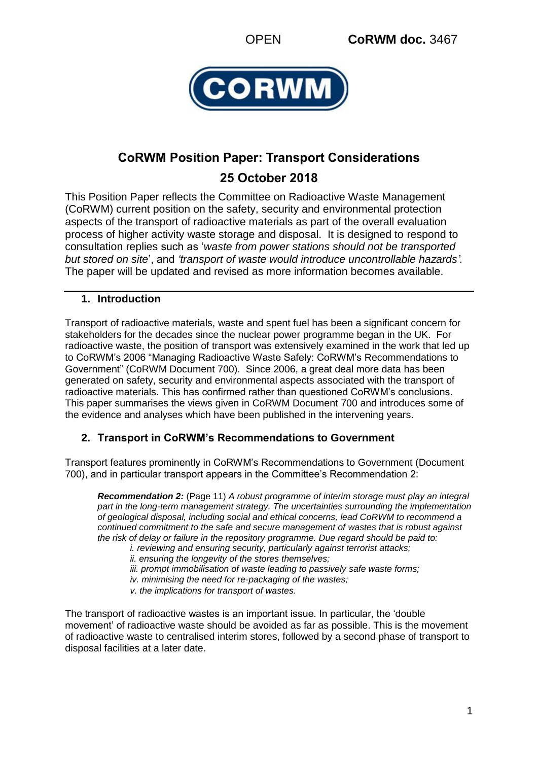OPEN **CoRWM doc.** 3467

# CoRWM Position Paper: Transport Considerations

## 25 October 2018

This Position Paper reflects the Committee on Radioactive Waste Management (CoRWM) current position on the safety, security and environmental protection aspects of the transport of radioactive materials as part of the overall evaluation process of higher activity waste storage and disposal. It is designed to respond to consultation replies such as '*waste from power stations should not be transported but stored on site*', and *'transport of waste would introduce uncontrollable hazards'.* The paper will be updated and revised as more information becomes available.

## 1. Introduction

Transport of radioactive materials, waste and spent fuel has been a significant concern for stakeholders for the decades since the nuclear power programme began in the UK. For radioactive waste, the position of transport was extensively examined in the work that led up to CoRWM's 2006 "Managing Radioactive Waste Safely: CoRWM's Recommendations to Government" (CoRWM Document 700). Since 2006, a great deal more data has been generated on safety, security and environmental aspects associated with the transport of radioactive materials. This has confirmed rather than questioned CoRWM's conclusions. This paper summarises the views given in CoRWM Document 700 and introduces some of the evidence and analyses which have been published in the intervening years.

## 2. Transport in CoRWM's Recommendations to Government

Transport features prominently in CoRWM's Recommendations to Government (Document 700), and in particular transport appears in the Committee's Recommendation 2:

> ***Recommendation 2:*** (Page 11) *A robust programme of interim storage must play an integral part in the long-term management strategy. The uncertainties surrounding the implementation of geological disposal, including social and ethical concerns, lead CoRWM to recommend a continued commitment to the safe and secure management of wastes that is robust against the risk of delay or failure in the repository programme. Due regard should be paid to:*
>
> *i. reviewing and ensuring security, particularly against terrorist attacks;*
> *ii. ensuring the longevity of the stores themselves;*
> *iii. prompt immobilisation of waste leading to passively safe waste forms;*
> *iv. minimising the need for re-packaging of the wastes;*
> *v. the implications for transport of wastes.*

The transport of radioactive wastes is an important issue. In particular, the 'double movement' of radioactive waste should be avoided as far as possible. This is the movement of radioactive waste to centralised interim stores, followed by a second phase of transport to disposal facilities at a later date.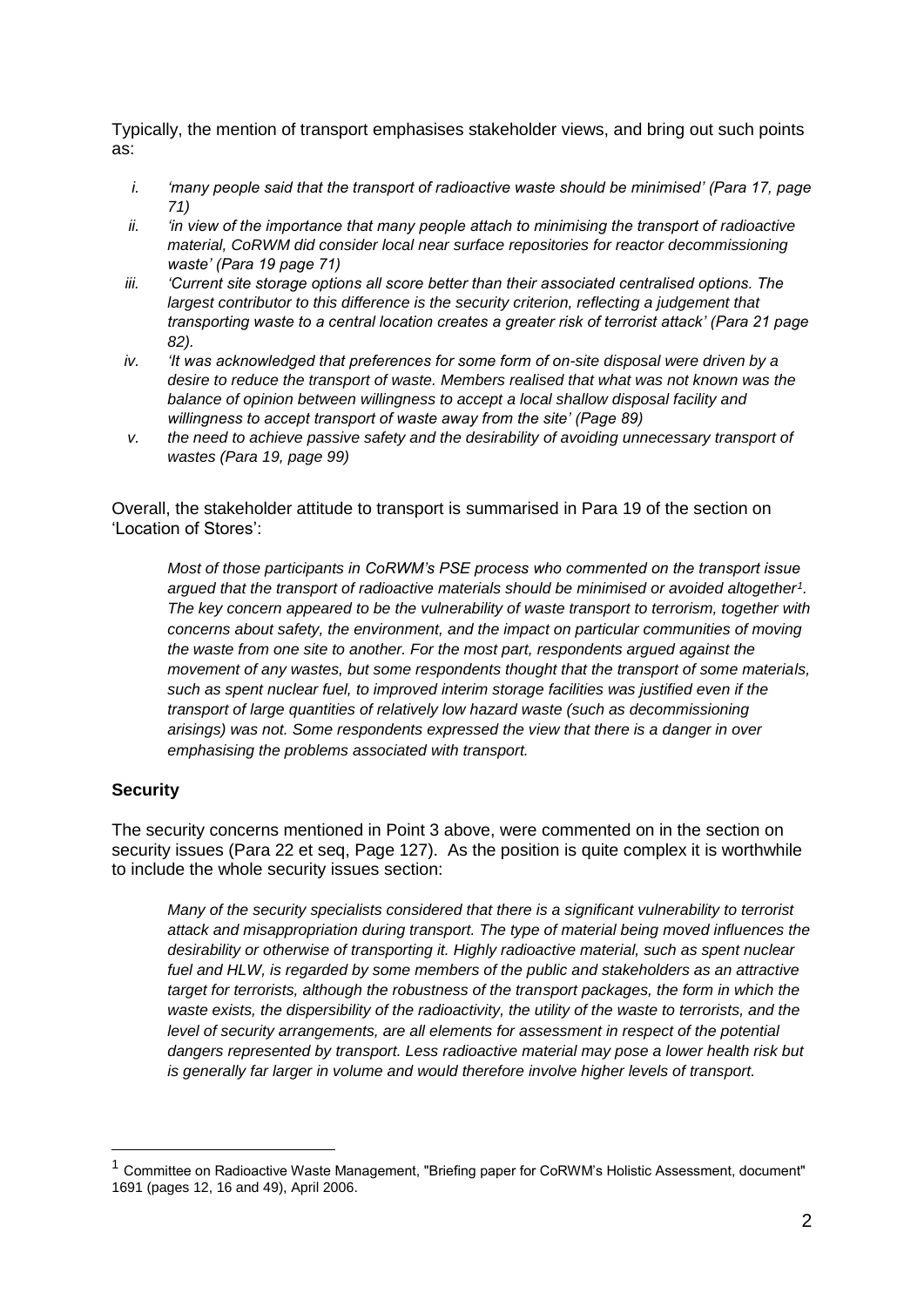Typically, the mention of transport emphasises stakeholder views, and bring out such points as:

i. *'many people said that the transport of radioactive waste should be minimised' (Para 17, page 71)*
ii. *'in view of the importance that many people attach to minimising the transport of radioactive material, CoRWM did consider local near surface repositories for reactor decommissioning waste' (Para 19 page 71)*
iii. *'Current site storage options all score better than their associated centralised options. The largest contributor to this difference is the security criterion, reflecting a judgement that transporting waste to a central location creates a greater risk of terrorist attack' (Para 21 page 82).*
iv. *'It was acknowledged that preferences for some form of on-site disposal were driven by a desire to reduce the transport of waste. Members realised that what was not known was the balance of opinion between willingness to accept a local shallow disposal facility and willingness to accept transport of waste away from the site' (Page 89)*
v. *the need to achieve passive safety and the desirability of avoiding unnecessary transport of wastes (Para 19, page 99)*

Overall, the stakeholder attitude to transport is summarised in Para 19 of the section on 'Location of Stores':

> *Most of those participants in CoRWM's PSE process who commented on the transport issue argued that the transport of radioactive materials should be minimised or avoided altogether[1]. The key concern appeared to be the vulnerability of waste transport to terrorism, together with concerns about safety, the environment, and the impact on particular communities of moving the waste from one site to another. For the most part, respondents argued against the movement of any wastes, but some respondents thought that the transport of some materials, such as spent nuclear fuel, to improved interim storage facilities was justified even if the transport of large quantities of relatively low hazard waste (such as decommissioning arisings) was not. Some respondents expressed the view that there is a danger in over emphasising the problems associated with transport.*

## Security

The security concerns mentioned in Point 3 above, were commented on in the section on security issues (Para 22 et seq, Page 127). As the position is quite complex it is worthwhile to include the whole security issues section:

> *Many of the security specialists considered that there is a significant vulnerability to terrorist attack and misappropriation during transport. The type of material being moved influences the desirability or otherwise of transporting it. Highly radioactive material, such as spent nuclear fuel and HLW, is regarded by some members of the public and stakeholders as an attractive target for terrorists, although the robustness of the transport packages, the form in which the waste exists, the dispersibility of the radioactivity, the utility of the waste to terrorists, and the level of security arrangements, are all elements for assessment in respect of the potential dangers represented by transport. Less radioactive material may pose a lower health risk but is generally far larger in volume and would therefore involve higher levels of transport.*

---

[1] Committee on Radioactive Waste Management, "Briefing paper for CoRWM's Holistic Assessment, document" 1691 (pages 12, 16 and 49), April 2006.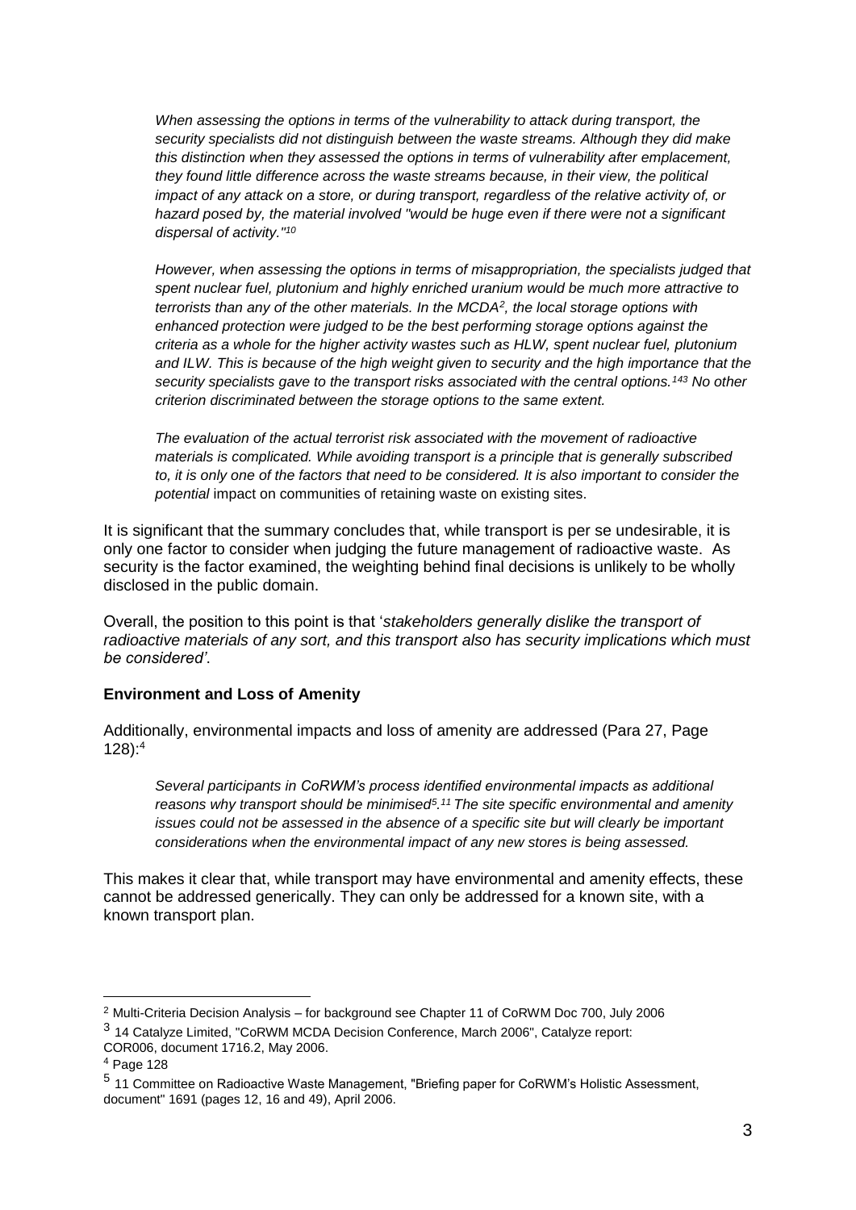> *When assessing the options in terms of the vulnerability to attack during transport, the security specialists did not distinguish between the waste streams. Although they did make this distinction when they assessed the options in terms of vulnerability after emplacement, they found little difference across the waste streams because, in their view, the political impact of any attack on a store, or during transport, regardless of the relative activity of, or hazard posed by, the material involved "would be huge even if there were not a significant dispersal of activity."*[10]
>
> *However, when assessing the options in terms of misappropriation, the specialists judged that spent nuclear fuel, plutonium and highly enriched uranium would be much more attractive to terrorists than any of the other materials. In the MCDA*[2]*, the local storage options with enhanced protection were judged to be the best performing storage options against the criteria as a whole for the higher activity wastes such as HLW, spent nuclear fuel, plutonium and ILW. This is because of the high weight given to security and the high importance that the security specialists gave to the transport risks associated with the central options.*[143] *No other criterion discriminated between the storage options to the same extent.*
>
> *The evaluation of the actual terrorist risk associated with the movement of radioactive materials is complicated. While avoiding transport is a principle that is generally subscribed to, it is only one of the factors that need to be considered. It is also important to consider the potential* impact on communities of retaining waste on existing sites.

It is significant that the summary concludes that, while transport is per se undesirable, it is only one factor to consider when judging the future management of radioactive waste. As security is the factor examined, the weighting behind final decisions is unlikely to be wholly disclosed in the public domain.

Overall, the position to this point is that '*stakeholders generally dislike the transport of radioactive materials of any sort, and this transport also has security implications which must be considered'*.

**Environment and Loss of Amenity**

Additionally, environmental impacts and loss of amenity are addressed (Para 27, Page 128):[4]

> *Several participants in CoRWM's process identified environmental impacts as additional reasons why transport should be minimised*[5]*.*[11] *The site specific environmental and amenity issues could not be assessed in the absence of a specific site but will clearly be important considerations when the environmental impact of any new stores is being assessed.*

This makes it clear that, while transport may have environmental and amenity effects, these cannot be addressed generically. They can only be addressed for a known site, with a known transport plan.

---

[2] Multi-Criteria Decision Analysis – for background see Chapter 11 of CoRWM Doc 700, July 2006

[3] 14 Catalyze Limited, "CoRWM MCDA Decision Conference, March 2006", Catalyze report: COR006, document 1716.2, May 2006.

[4] Page 128

[5] 11 Committee on Radioactive Waste Management, "Briefing paper for CoRWM's Holistic Assessment, document" 1691 (pages 12, 16 and 49), April 2006.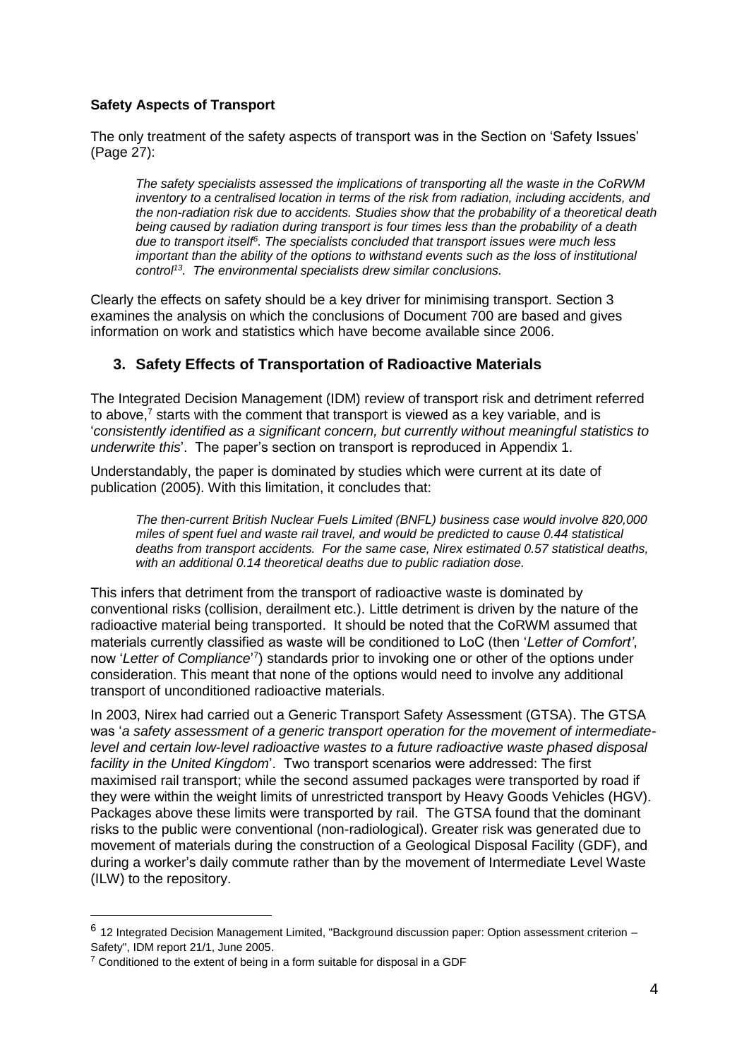**Safety Aspects of Transport**

The only treatment of the safety aspects of transport was in the Section on 'Safety Issues' (Page 27):

> *The safety specialists assessed the implications of transporting all the waste in the CoRWM inventory to a centralised location in terms of the risk from radiation, including accidents, and the non-radiation risk due to accidents. Studies show that the probability of a theoretical death being caused by radiation during transport is four times less than the probability of a death due to transport itself[6]. The specialists concluded that transport issues were much less important than the ability of the options to withstand events such as the loss of institutional control[13]. The environmental specialists drew similar conclusions.*

Clearly the effects on safety should be a key driver for minimising transport. Section 3 examines the analysis on which the conclusions of Document 700 are based and gives information on work and statistics which have become available since 2006.

## 3. Safety Effects of Transportation of Radioactive Materials

The Integrated Decision Management (IDM) review of transport risk and detriment referred to above,[7] starts with the comment that transport is viewed as a key variable, and is '*consistently identified as a significant concern, but currently without meaningful statistics to underwrite this*'. The paper's section on transport is reproduced in Appendix 1.

Understandably, the paper is dominated by studies which were current at its date of publication (2005). With this limitation, it concludes that:

> *The then-current British Nuclear Fuels Limited (BNFL) business case would involve 820,000 miles of spent fuel and waste rail travel, and would be predicted to cause 0.44 statistical deaths from transport accidents. For the same case, Nirex estimated 0.57 statistical deaths, with an additional 0.14 theoretical deaths due to public radiation dose.*

This infers that detriment from the transport of radioactive waste is dominated by conventional risks (collision, derailment etc.). Little detriment is driven by the nature of the radioactive material being transported. It should be noted that the CoRWM assumed that materials currently classified as waste will be conditioned to LoC (then '*Letter of Comfort'*, now '*Letter of Compliance*'[7]) standards prior to invoking one or other of the options under consideration. This meant that none of the options would need to involve any additional transport of unconditioned radioactive materials.

In 2003, Nirex had carried out a Generic Transport Safety Assessment (GTSA). The GTSA was '*a safety assessment of a generic transport operation for the movement of intermediate-level and certain low-level radioactive wastes to a future radioactive waste phased disposal facility in the United Kingdom*'. Two transport scenarios were addressed: The first maximised rail transport; while the second assumed packages were transported by road if they were within the weight limits of unrestricted transport by Heavy Goods Vehicles (HGV). Packages above these limits were transported by rail. The GTSA found that the dominant risks to the public were conventional (non-radiological). Greater risk was generated due to movement of materials during the construction of a Geological Disposal Facility (GDF), and during a worker's daily commute rather than by the movement of Intermediate Level Waste (ILW) to the repository.

---

[6] 12 Integrated Decision Management Limited, "Background discussion paper: Option assessment criterion – Safety", IDM report 21/1, June 2005.

[7] Conditioned to the extent of being in a form suitable for disposal in a GDF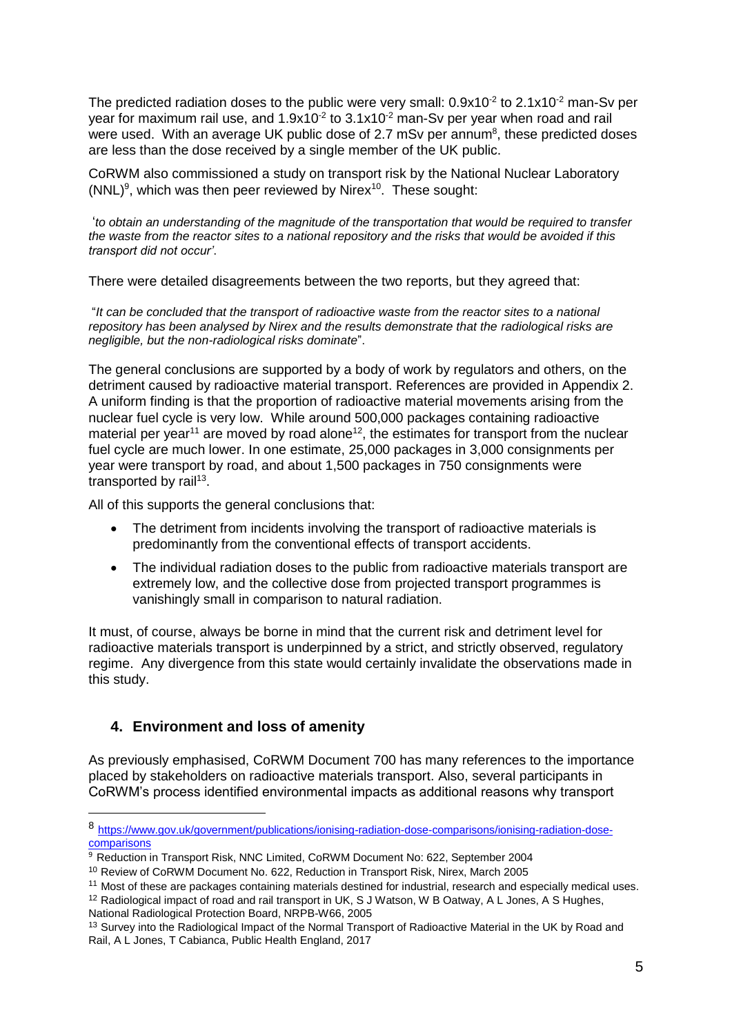The predicted radiation doses to the public were very small: $0.9 \times 10^{-2}$ to $2.1 \times 10^{-2}$ man-Sv per year for maximum rail use, and $1.9 \times 10^{-2}$ to $3.1 \times 10^{-2}$ man-Sv per year when road and rail were used. With an average UK public dose of 2.7 mSv per annum[8], these predicted doses are less than the dose received by a single member of the UK public.

CoRWM also commissioned a study on transport risk by the National Nuclear Laboratory (NNL)[9], which was then peer reviewed by Nirex[10]. These sought:

'*to obtain an understanding of the magnitude of the transportation that would be required to transfer the waste from the reactor sites to a national repository and the risks that would be avoided if this transport did not occur'*.

There were detailed disagreements between the two reports, but they agreed that:

"*It can be concluded that the transport of radioactive waste from the reactor sites to a national repository has been analysed by Nirex and the results demonstrate that the radiological risks are negligible, but the non-radiological risks dominate*".

The general conclusions are supported by a body of work by regulators and others, on the detriment caused by radioactive material transport. References are provided in Appendix 2. A uniform finding is that the proportion of radioactive material movements arising from the nuclear fuel cycle is very low. While around 500,000 packages containing radioactive material per year[11] are moved by road alone[12], the estimates for transport from the nuclear fuel cycle are much lower. In one estimate, 25,000 packages in 3,000 consignments per year were transport by road, and about 1,500 packages in 750 consignments were transported by rail[13].

All of this supports the general conclusions that:

- The detriment from incidents involving the transport of radioactive materials is predominantly from the conventional effects of transport accidents.
- The individual radiation doses to the public from radioactive materials transport are extremely low, and the collective dose from projected transport programmes is vanishingly small in comparison to natural radiation.

It must, of course, always be borne in mind that the current risk and detriment level for radioactive materials transport is underpinned by a strict, and strictly observed, regulatory regime. Any divergence from this state would certainly invalidate the observations made in this study.

## 4. Environment and loss of amenity

As previously emphasised, CoRWM Document 700 has many references to the importance placed by stakeholders on radioactive materials transport. Also, several participants in CoRWM's process identified environmental impacts as additional reasons why transport

---

[8] https://www.gov.uk/government/publications/ionising-radiation-dose-comparisons/ionising-radiation-dose-comparisons

[9] Reduction in Transport Risk, NNC Limited, CoRWM Document No: 622, September 2004

[10] Review of CoRWM Document No. 622, Reduction in Transport Risk, Nirex, March 2005

[11] Most of these are packages containing materials destined for industrial, research and especially medical uses.

[12] Radiological impact of road and rail transport in UK, S J Watson, W B Oatway, A L Jones, A S Hughes, National Radiological Protection Board, NRPB-W66, 2005

[13] Survey into the Radiological Impact of the Normal Transport of Radioactive Material in the UK by Road and Rail, A L Jones, T Cabianca, Public Health England, 2017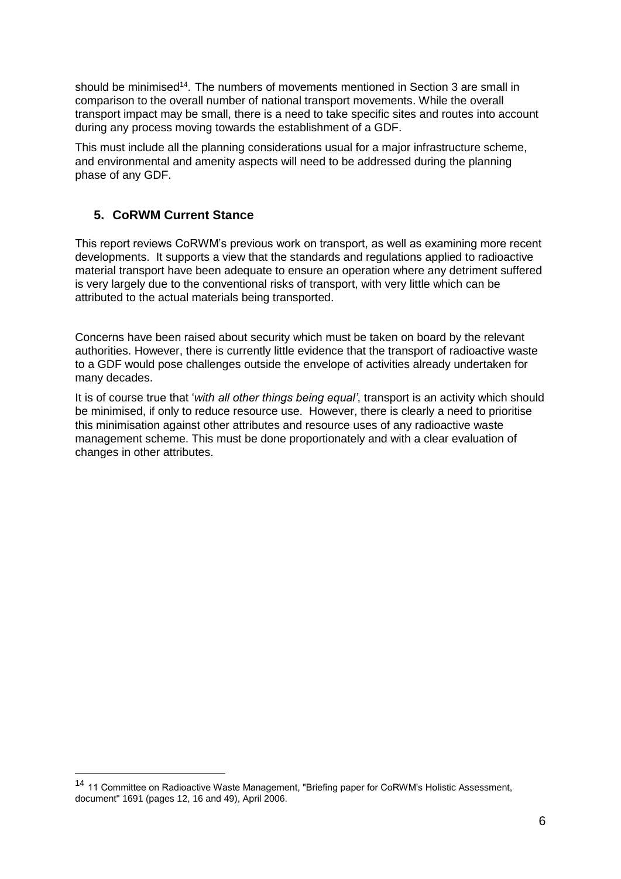should be minimised[14]. The numbers of movements mentioned in Section 3 are small in comparison to the overall number of national transport movements. While the overall transport impact may be small, there is a need to take specific sites and routes into account during any process moving towards the establishment of a GDF.

This must include all the planning considerations usual for a major infrastructure scheme, and environmental and amenity aspects will need to be addressed during the planning phase of any GDF.

## 5. CoRWM Current Stance

This report reviews CoRWM's previous work on transport, as well as examining more recent developments. It supports a view that the standards and regulations applied to radioactive material transport have been adequate to ensure an operation where any detriment suffered is very largely due to the conventional risks of transport, with very little which can be attributed to the actual materials being transported.

Concerns have been raised about security which must be taken on board by the relevant authorities. However, there is currently little evidence that the transport of radioactive waste to a GDF would pose challenges outside the envelope of activities already undertaken for many decades.

It is of course true that '*with all other things being equal'*, transport is an activity which should be minimised, if only to reduce resource use. However, there is clearly a need to prioritise this minimisation against other attributes and resource uses of any radioactive waste management scheme. This must be done proportionately and with a clear evaluation of changes in other attributes.

---

[14] 11 Committee on Radioactive Waste Management, "Briefing paper for CoRWM's Holistic Assessment, document" 1691 (pages 12, 16 and 49), April 2006.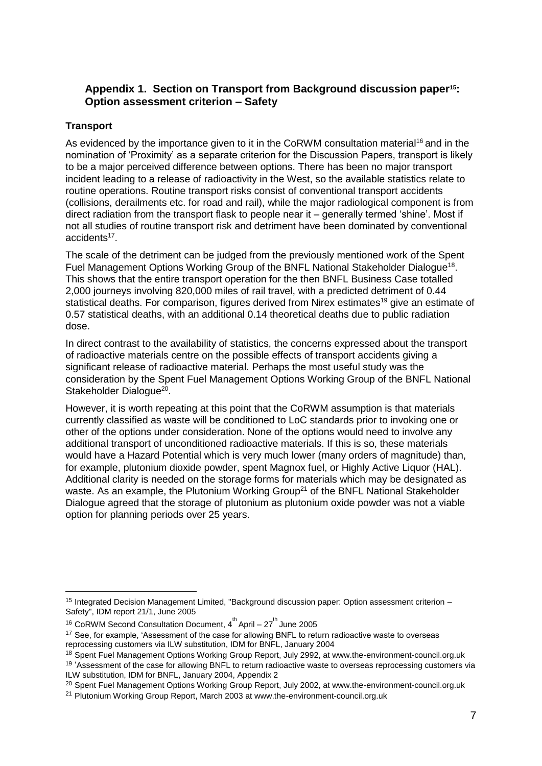## Appendix 1. Section on Transport from Background discussion paper[15]: Option assessment criterion – Safety

### Transport

As evidenced by the importance given to it in the CoRWM consultation material[16] and in the nomination of 'Proximity' as a separate criterion for the Discussion Papers, transport is likely to be a major perceived difference between options. There has been no major transport incident leading to a release of radioactivity in the West, so the available statistics relate to routine operations. Routine transport risks consist of conventional transport accidents (collisions, derailments etc. for road and rail), while the major radiological component is from direct radiation from the transport flask to people near it – generally termed 'shine'. Most if not all studies of routine transport risk and detriment have been dominated by conventional accidents[17].

The scale of the detriment can be judged from the previously mentioned work of the Spent Fuel Management Options Working Group of the BNFL National Stakeholder Dialogue[18]. This shows that the entire transport operation for the then BNFL Business Case totalled 2,000 journeys involving 820,000 miles of rail travel, with a predicted detriment of 0.44 statistical deaths. For comparison, figures derived from Nirex estimates[19] give an estimate of 0.57 statistical deaths, with an additional 0.14 theoretical deaths due to public radiation dose.

In direct contrast to the availability of statistics, the concerns expressed about the transport of radioactive materials centre on the possible effects of transport accidents giving a significant release of radioactive material. Perhaps the most useful study was the consideration by the Spent Fuel Management Options Working Group of the BNFL National Stakeholder Dialogue[20].

However, it is worth repeating at this point that the CoRWM assumption is that materials currently classified as waste will be conditioned to LoC standards prior to invoking one or other of the options under consideration. None of the options would need to involve any additional transport of unconditioned radioactive materials. If this is so, these materials would have a Hazard Potential which is very much lower (many orders of magnitude) than, for example, plutonium dioxide powder, spent Magnox fuel, or Highly Active Liquor (HAL). Additional clarity is needed on the storage forms for materials which may be designated as waste. As an example, the Plutonium Working Group[21] of the BNFL National Stakeholder Dialogue agreed that the storage of plutonium as plutonium oxide powder was not a viable option for planning periods over 25 years.

---

[15] Integrated Decision Management Limited, "Background discussion paper: Option assessment criterion – Safety", IDM report 21/1, June 2005

[16] CoRWM Second Consultation Document, 4$^{th}$ April – 27$^{th}$ June 2005

[17] See, for example, 'Assessment of the case for allowing BNFL to return radioactive waste to overseas reprocessing customers via ILW substitution, IDM for BNFL, January 2004

[18] Spent Fuel Management Options Working Group Report, July 2992, at www.the-environment-council.org.uk

[19] 'Assessment of the case for allowing BNFL to return radioactive waste to overseas reprocessing customers via ILW substitution, IDM for BNFL, January 2004, Appendix 2

[20] Spent Fuel Management Options Working Group Report, July 2002, at www.the-environment-council.org.uk

[21] Plutonium Working Group Report, March 2003 at www.the-environment-council.org.uk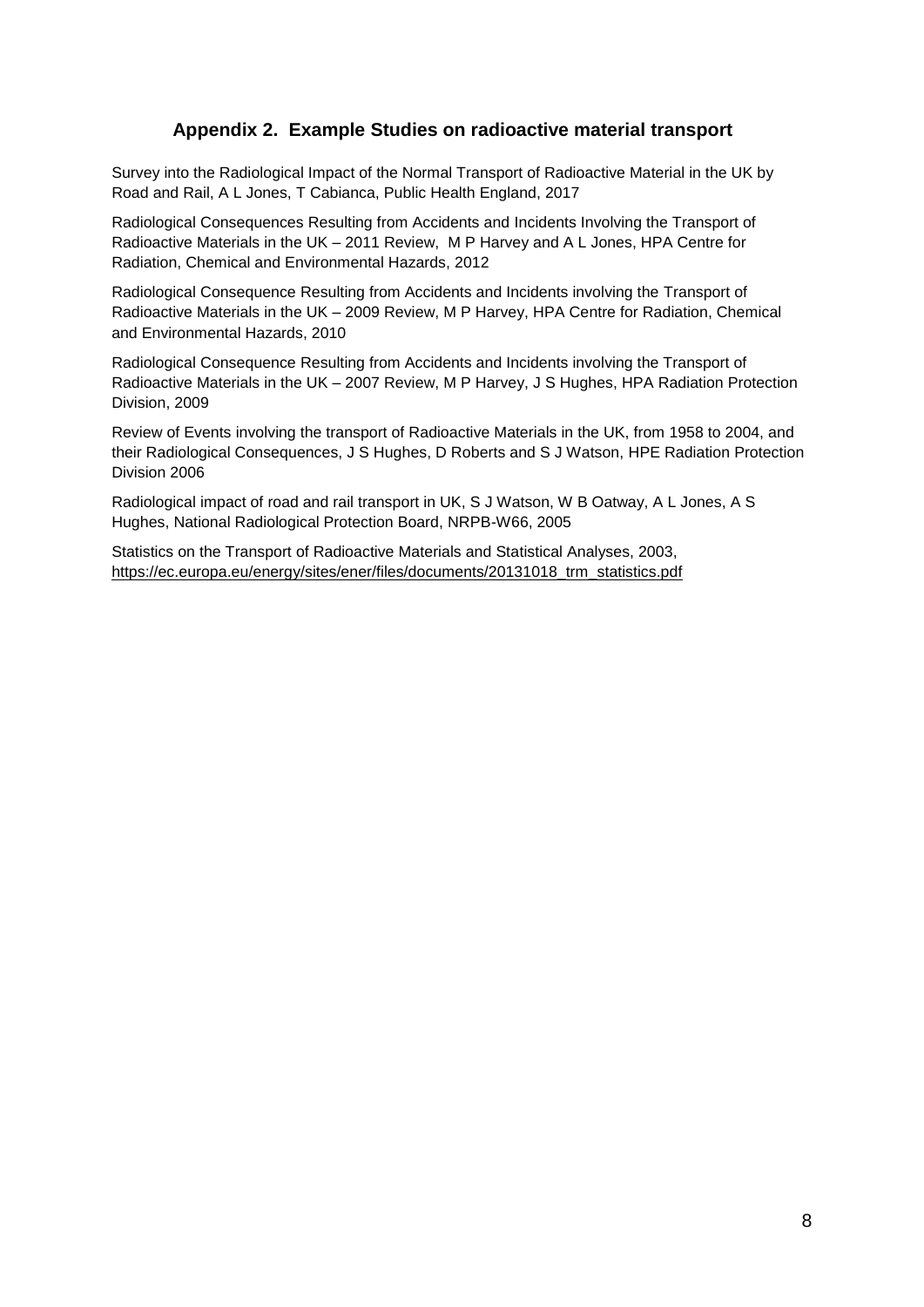## Appendix 2. Example Studies on radioactive material transport

Survey into the Radiological Impact of the Normal Transport of Radioactive Material in the UK by Road and Rail, A L Jones, T Cabianca, Public Health England, 2017

Radiological Consequences Resulting from Accidents and Incidents Involving the Transport of Radioactive Materials in the UK – 2011 Review, M P Harvey and A L Jones, HPA Centre for Radiation, Chemical and Environmental Hazards, 2012

Radiological Consequence Resulting from Accidents and Incidents involving the Transport of Radioactive Materials in the UK – 2009 Review, M P Harvey, HPA Centre for Radiation, Chemical and Environmental Hazards, 2010

Radiological Consequence Resulting from Accidents and Incidents involving the Transport of Radioactive Materials in the UK – 2007 Review, M P Harvey, J S Hughes, HPA Radiation Protection Division, 2009

Review of Events involving the transport of Radioactive Materials in the UK, from 1958 to 2004, and their Radiological Consequences, J S Hughes, D Roberts and S J Watson, HPE Radiation Protection Division 2006

Radiological impact of road and rail transport in UK, S J Watson, W B Oatway, A L Jones, A S Hughes, National Radiological Protection Board, NRPB-W66, 2005

Statistics on the Transport of Radioactive Materials and Statistical Analyses, 2003, https://ec.europa.eu/energy/sites/ener/files/documents/20131018_trm_statistics.pdf